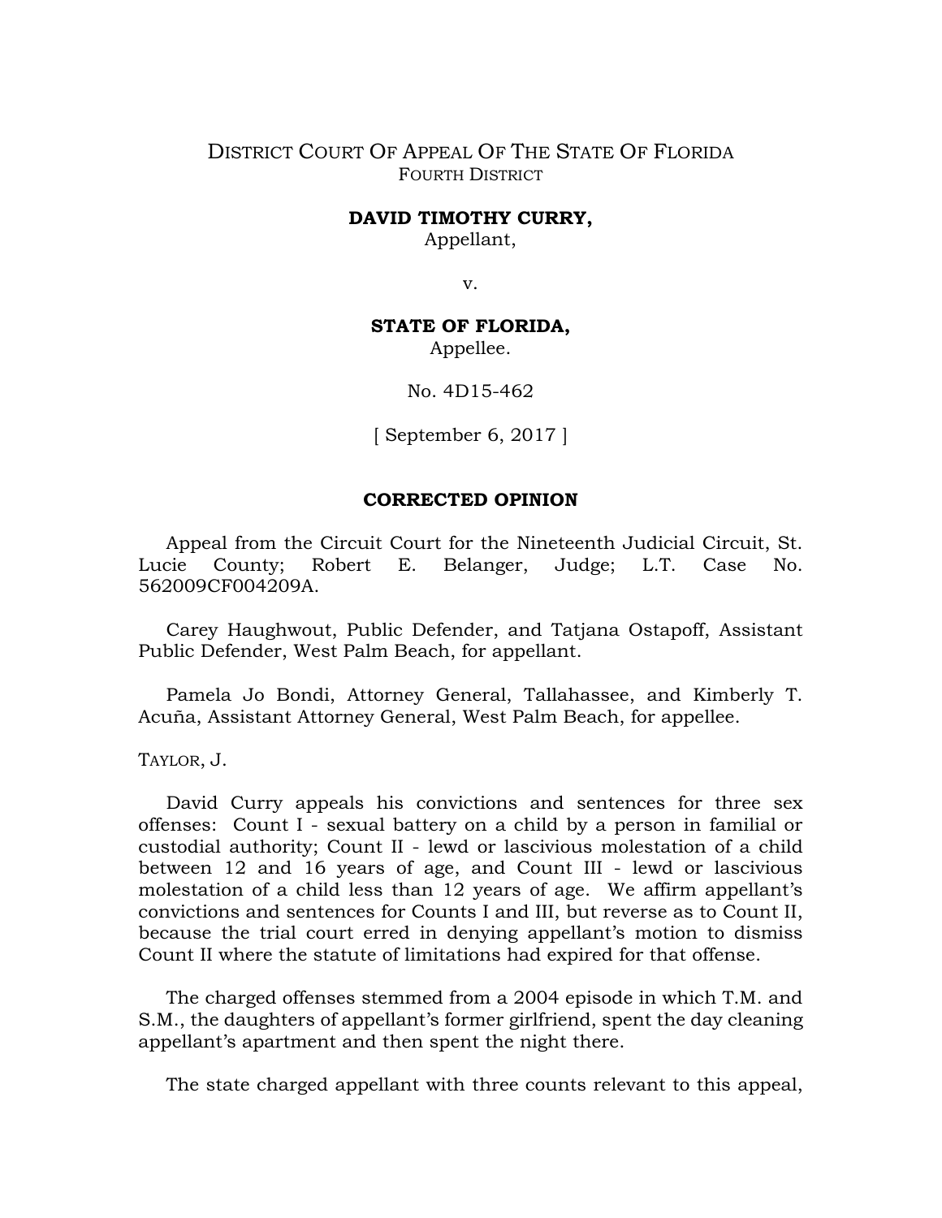DISTRICT COURT OF APPEAL OF THE STATE OF FLORIDA
FOURTH DISTRICT

**DAVID TIMOTHY CURRY,**
Appellant,

v.

**STATE OF FLORIDA,**
Appellee.

No. 4D15-462

[ September 6, 2017 ]

**CORRECTED OPINION**

Appeal from the Circuit Court for the Nineteenth Judicial Circuit, St. Lucie County; Robert E. Belanger, Judge; L.T. Case No. 562009CF004209A.

Carey Haughwout, Public Defender, and Tatjana Ostapoff, Assistant Public Defender, West Palm Beach, for appellant.

Pamela Jo Bondi, Attorney General, Tallahassee, and Kimberly T. Acuña, Assistant Attorney General, West Palm Beach, for appellee.

TAYLOR, J.

David Curry appeals his convictions and sentences for three sex offenses: Count I - sexual battery on a child by a person in familial or custodial authority; Count II - lewd or lascivious molestation of a child between 12 and 16 years of age, and Count III - lewd or lascivious molestation of a child less than 12 years of age. We affirm appellant's convictions and sentences for Counts I and III, but reverse as to Count II, because the trial court erred in denying appellant's motion to dismiss Count II where the statute of limitations had expired for that offense.

The charged offenses stemmed from a 2004 episode in which T.M. and S.M., the daughters of appellant's former girlfriend, spent the day cleaning appellant's apartment and then spent the night there.

The state charged appellant with three counts relevant to this appeal,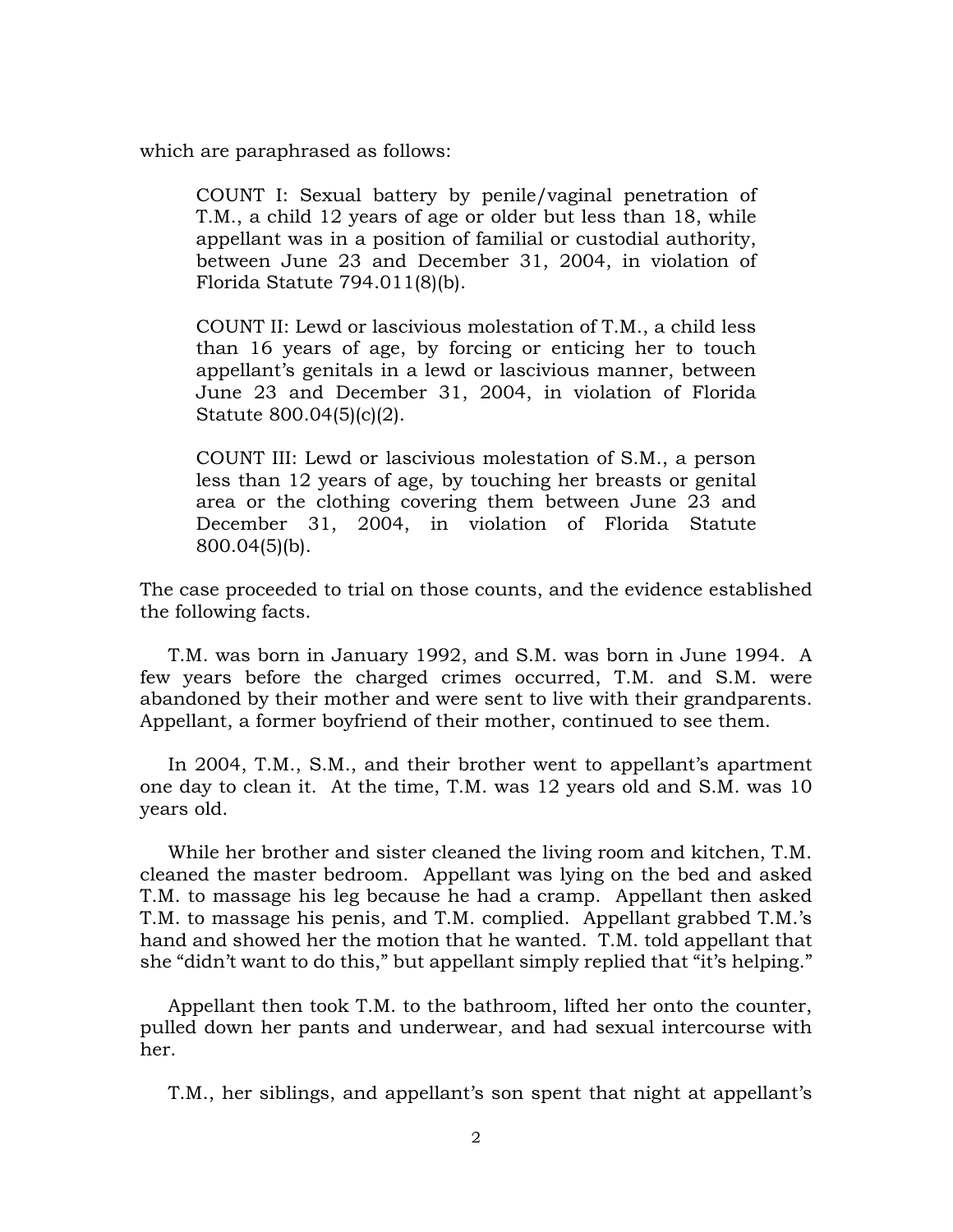which are paraphrased as follows:

> COUNT I: Sexual battery by penile/vaginal penetration of T.M., a child 12 years of age or older but less than 18, while appellant was in a position of familial or custodial authority, between June 23 and December 31, 2004, in violation of Florida Statute 794.011(8)(b).
>
> COUNT II: Lewd or lascivious molestation of T.M., a child less than 16 years of age, by forcing or enticing her to touch appellant's genitals in a lewd or lascivious manner, between June 23 and December 31, 2004, in violation of Florida Statute 800.04(5)(c)(2).
>
> COUNT III: Lewd or lascivious molestation of S.M., a person less than 12 years of age, by touching her breasts or genital area or the clothing covering them between June 23 and December 31, 2004, in violation of Florida Statute 800.04(5)(b).

The case proceeded to trial on those counts, and the evidence established the following facts.

T.M. was born in January 1992, and S.M. was born in June 1994. A few years before the charged crimes occurred, T.M. and S.M. were abandoned by their mother and were sent to live with their grandparents. Appellant, a former boyfriend of their mother, continued to see them.

In 2004, T.M., S.M., and their brother went to appellant's apartment one day to clean it. At the time, T.M. was 12 years old and S.M. was 10 years old.

While her brother and sister cleaned the living room and kitchen, T.M. cleaned the master bedroom. Appellant was lying on the bed and asked T.M. to massage his leg because he had a cramp. Appellant then asked T.M. to massage his penis, and T.M. complied. Appellant grabbed T.M.'s hand and showed her the motion that he wanted. T.M. told appellant that she "didn't want to do this," but appellant simply replied that "it's helping."

Appellant then took T.M. to the bathroom, lifted her onto the counter, pulled down her pants and underwear, and had sexual intercourse with her.

T.M., her siblings, and appellant's son spent that night at appellant's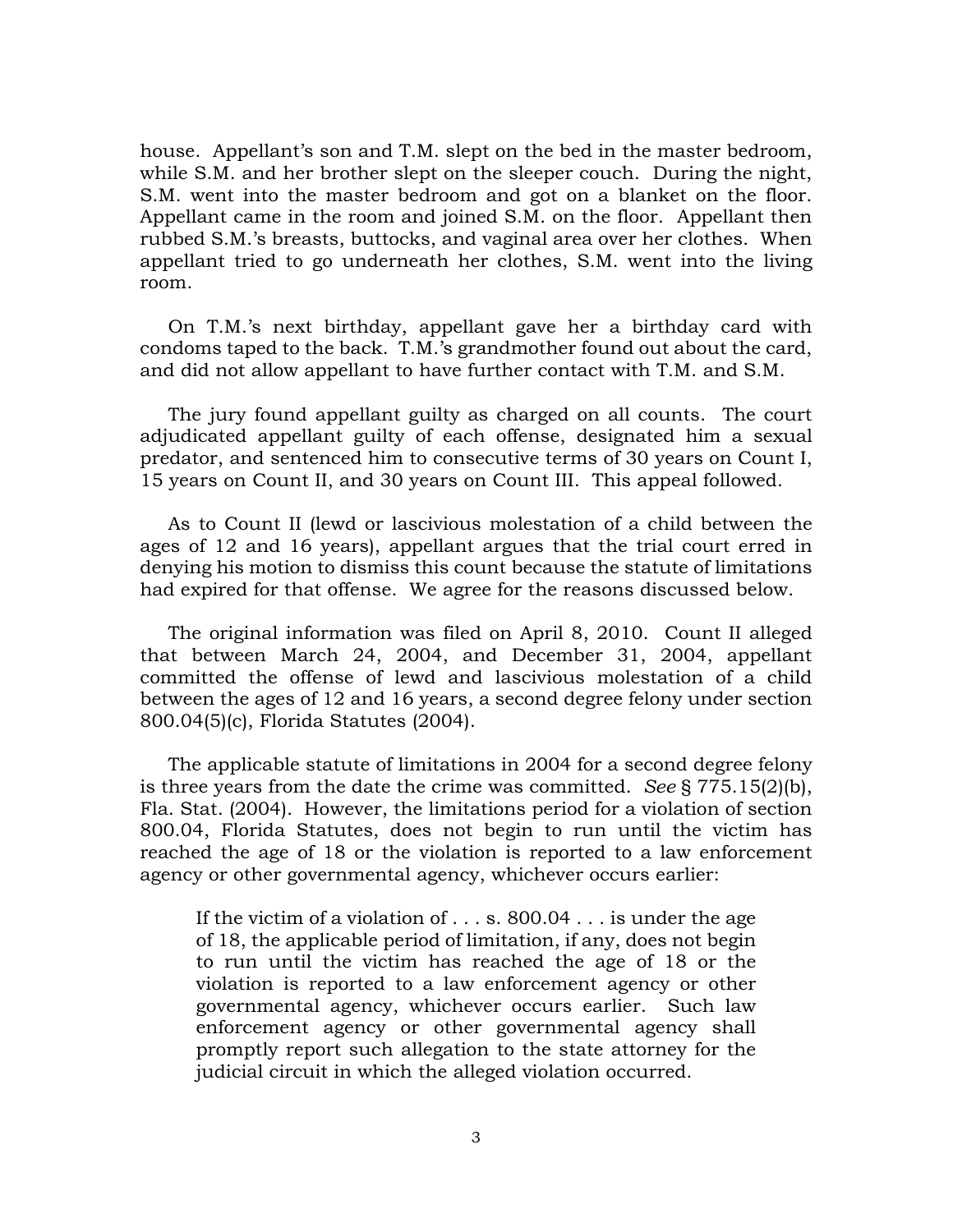house. Appellant's son and T.M. slept on the bed in the master bedroom, while S.M. and her brother slept on the sleeper couch. During the night, S.M. went into the master bedroom and got on a blanket on the floor. Appellant came in the room and joined S.M. on the floor. Appellant then rubbed S.M.'s breasts, buttocks, and vaginal area over her clothes. When appellant tried to go underneath her clothes, S.M. went into the living room.

On T.M.'s next birthday, appellant gave her a birthday card with condoms taped to the back. T.M.'s grandmother found out about the card, and did not allow appellant to have further contact with T.M. and S.M.

The jury found appellant guilty as charged on all counts. The court adjudicated appellant guilty of each offense, designated him a sexual predator, and sentenced him to consecutive terms of 30 years on Count I, 15 years on Count II, and 30 years on Count III. This appeal followed.

As to Count II (lewd or lascivious molestation of a child between the ages of 12 and 16 years), appellant argues that the trial court erred in denying his motion to dismiss this count because the statute of limitations had expired for that offense. We agree for the reasons discussed below.

The original information was filed on April 8, 2010. Count II alleged that between March 24, 2004, and December 31, 2004, appellant committed the offense of lewd and lascivious molestation of a child between the ages of 12 and 16 years, a second degree felony under section 800.04(5)(c), Florida Statutes (2004).

The applicable statute of limitations in 2004 for a second degree felony is three years from the date the crime was committed. *See* § 775.15(2)(b), Fla. Stat. (2004). However, the limitations period for a violation of section 800.04, Florida Statutes, does not begin to run until the victim has reached the age of 18 or the violation is reported to a law enforcement agency or other governmental agency, whichever occurs earlier:

> If the victim of a violation of . . . s. 800.04 . . . is under the age of 18, the applicable period of limitation, if any, does not begin to run until the victim has reached the age of 18 or the violation is reported to a law enforcement agency or other governmental agency, whichever occurs earlier. Such law enforcement agency or other governmental agency shall promptly report such allegation to the state attorney for the judicial circuit in which the alleged violation occurred.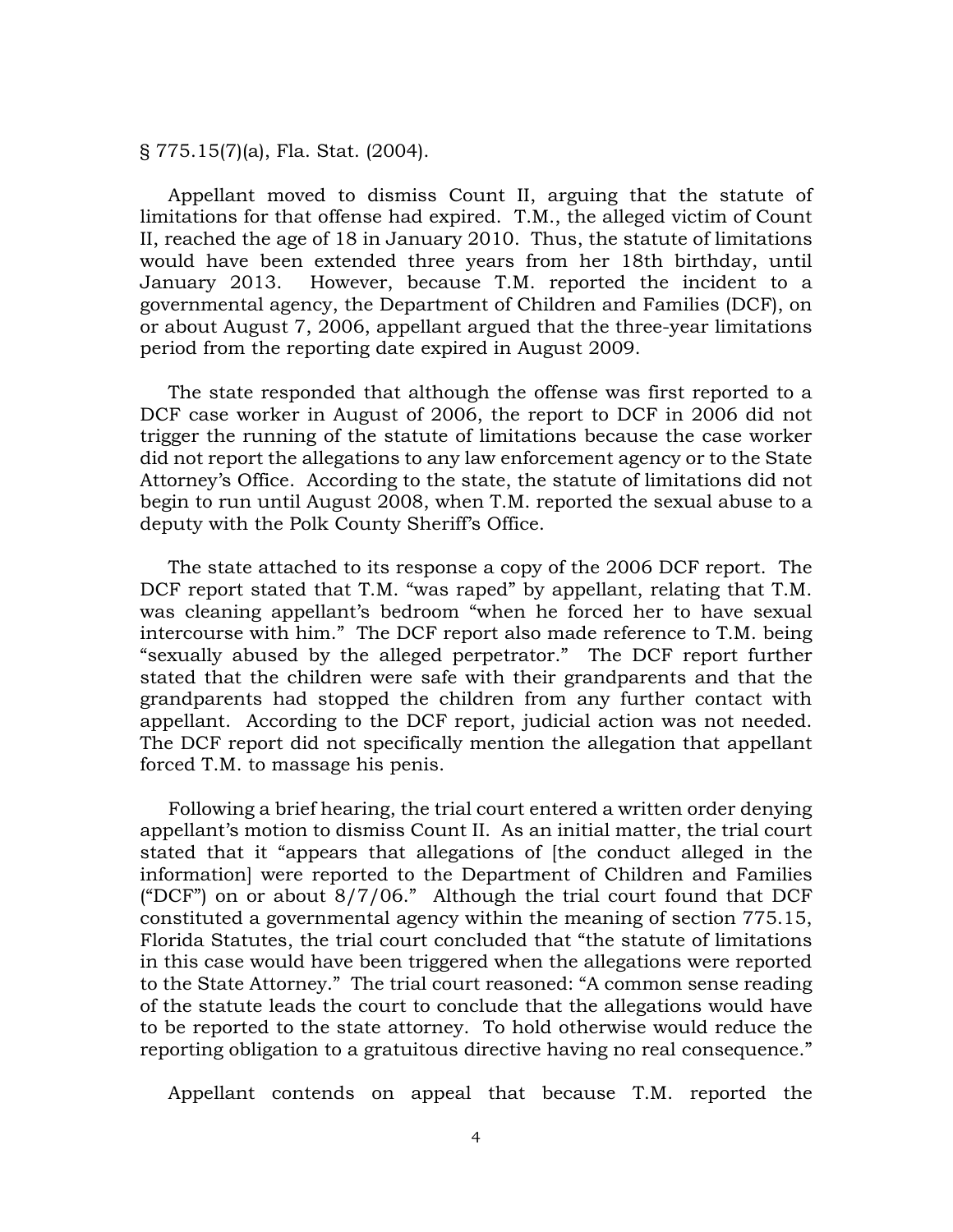§ 775.15(7)(a), Fla. Stat. (2004).

Appellant moved to dismiss Count II, arguing that the statute of limitations for that offense had expired. T.M., the alleged victim of Count II, reached the age of 18 in January 2010. Thus, the statute of limitations would have been extended three years from her 18th birthday, until January 2013. However, because T.M. reported the incident to a governmental agency, the Department of Children and Families (DCF), on or about August 7, 2006, appellant argued that the three-year limitations period from the reporting date expired in August 2009.

The state responded that although the offense was first reported to a DCF case worker in August of 2006, the report to DCF in 2006 did not trigger the running of the statute of limitations because the case worker did not report the allegations to any law enforcement agency or to the State Attorney's Office. According to the state, the statute of limitations did not begin to run until August 2008, when T.M. reported the sexual abuse to a deputy with the Polk County Sheriff's Office.

The state attached to its response a copy of the 2006 DCF report. The DCF report stated that T.M. "was raped" by appellant, relating that T.M. was cleaning appellant's bedroom "when he forced her to have sexual intercourse with him." The DCF report also made reference to T.M. being "sexually abused by the alleged perpetrator." The DCF report further stated that the children were safe with their grandparents and that the grandparents had stopped the children from any further contact with appellant. According to the DCF report, judicial action was not needed. The DCF report did not specifically mention the allegation that appellant forced T.M. to massage his penis.

Following a brief hearing, the trial court entered a written order denying appellant's motion to dismiss Count II. As an initial matter, the trial court stated that it "appears that allegations of [the conduct alleged in the information] were reported to the Department of Children and Families ("DCF") on or about 8/7/06." Although the trial court found that DCF constituted a governmental agency within the meaning of section 775.15, Florida Statutes, the trial court concluded that "the statute of limitations in this case would have been triggered when the allegations were reported to the State Attorney." The trial court reasoned: "A common sense reading of the statute leads the court to conclude that the allegations would have to be reported to the state attorney. To hold otherwise would reduce the reporting obligation to a gratuitous directive having no real consequence."

Appellant contends on appeal that because T.M. reported the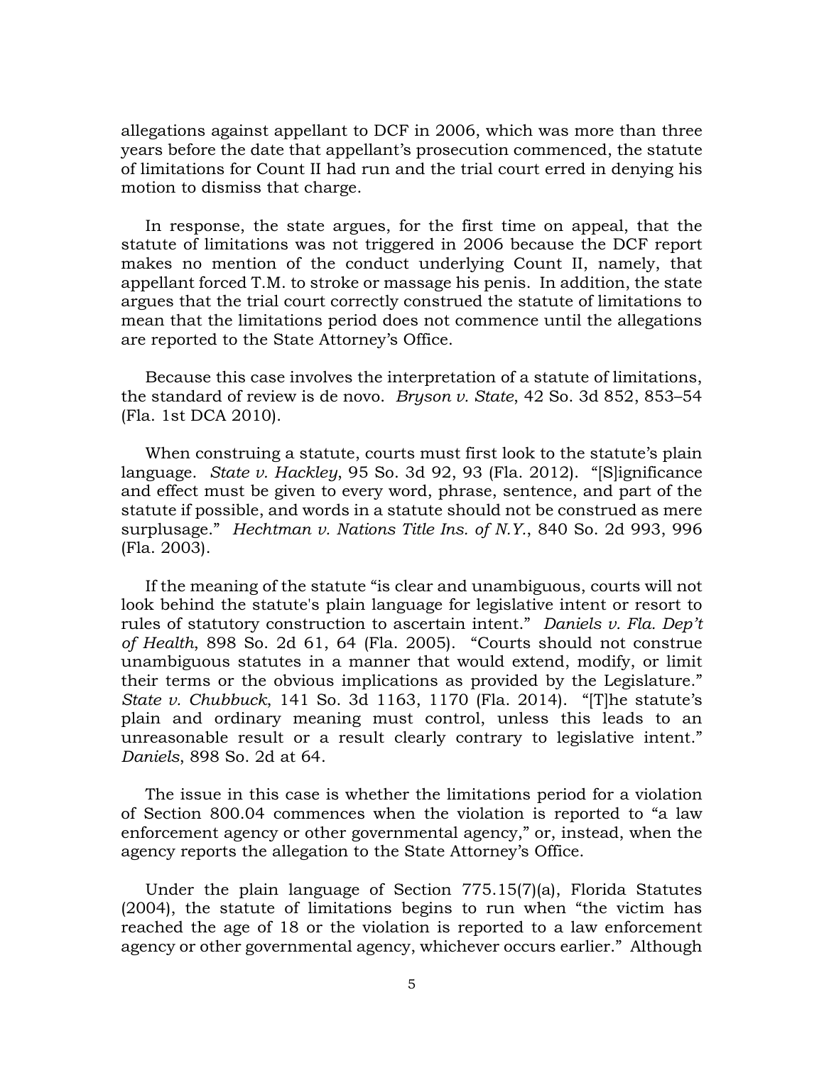allegations against appellant to DCF in 2006, which was more than three years before the date that appellant's prosecution commenced, the statute of limitations for Count II had run and the trial court erred in denying his motion to dismiss that charge.

In response, the state argues, for the first time on appeal, that the statute of limitations was not triggered in 2006 because the DCF report makes no mention of the conduct underlying Count II, namely, that appellant forced T.M. to stroke or massage his penis. In addition, the state argues that the trial court correctly construed the statute of limitations to mean that the limitations period does not commence until the allegations are reported to the State Attorney's Office.

Because this case involves the interpretation of a statute of limitations, the standard of review is de novo. *Bryson v. State*, 42 So. 3d 852, 853–54 (Fla. 1st DCA 2010).

When construing a statute, courts must first look to the statute's plain language. *State v. Hackley*, 95 So. 3d 92, 93 (Fla. 2012). "[S]ignificance and effect must be given to every word, phrase, sentence, and part of the statute if possible, and words in a statute should not be construed as mere surplusage." *Hechtman v. Nations Title Ins. of N.Y.*, 840 So. 2d 993, 996 (Fla. 2003).

If the meaning of the statute "is clear and unambiguous, courts will not look behind the statute's plain language for legislative intent or resort to rules of statutory construction to ascertain intent." *Daniels v. Fla. Dep't of Health*, 898 So. 2d 61, 64 (Fla. 2005). "Courts should not construe unambiguous statutes in a manner that would extend, modify, or limit their terms or the obvious implications as provided by the Legislature." *State v. Chubbuck*, 141 So. 3d 1163, 1170 (Fla. 2014). "[T]he statute's plain and ordinary meaning must control, unless this leads to an unreasonable result or a result clearly contrary to legislative intent." *Daniels*, 898 So. 2d at 64.

The issue in this case is whether the limitations period for a violation of Section 800.04 commences when the violation is reported to "a law enforcement agency or other governmental agency," or, instead, when the agency reports the allegation to the State Attorney's Office.

Under the plain language of Section 775.15(7)(a), Florida Statutes (2004), the statute of limitations begins to run when "the victim has reached the age of 18 or the violation is reported to a law enforcement agency or other governmental agency, whichever occurs earlier." Although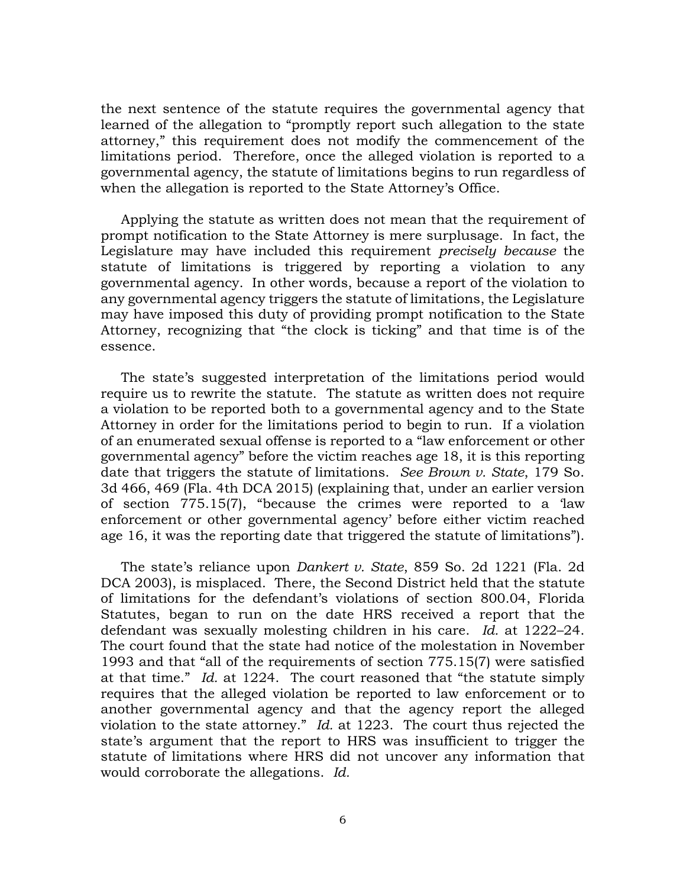the next sentence of the statute requires the governmental agency that learned of the allegation to "promptly report such allegation to the state attorney," this requirement does not modify the commencement of the limitations period. Therefore, once the alleged violation is reported to a governmental agency, the statute of limitations begins to run regardless of when the allegation is reported to the State Attorney's Office.

Applying the statute as written does not mean that the requirement of prompt notification to the State Attorney is mere surplusage. In fact, the Legislature may have included this requirement *precisely because* the statute of limitations is triggered by reporting a violation to any governmental agency. In other words, because a report of the violation to any governmental agency triggers the statute of limitations, the Legislature may have imposed this duty of providing prompt notification to the State Attorney, recognizing that "the clock is ticking" and that time is of the essence.

The state's suggested interpretation of the limitations period would require us to rewrite the statute. The statute as written does not require a violation to be reported both to a governmental agency and to the State Attorney in order for the limitations period to begin to run. If a violation of an enumerated sexual offense is reported to a "law enforcement or other governmental agency" before the victim reaches age 18, it is this reporting date that triggers the statute of limitations. *See Brown v. State*, 179 So. 3d 466, 469 (Fla. 4th DCA 2015) (explaining that, under an earlier version of section 775.15(7), "because the crimes were reported to a 'law enforcement or other governmental agency' before either victim reached age 16, it was the reporting date that triggered the statute of limitations").

The state's reliance upon *Dankert v. State*, 859 So. 2d 1221 (Fla. 2d DCA 2003), is misplaced. There, the Second District held that the statute of limitations for the defendant's violations of section 800.04, Florida Statutes, began to run on the date HRS received a report that the defendant was sexually molesting children in his care. *Id.* at 1222–24. The court found that the state had notice of the molestation in November 1993 and that "all of the requirements of section 775.15(7) were satisfied at that time." *Id.* at 1224. The court reasoned that "the statute simply requires that the alleged violation be reported to law enforcement or to another governmental agency and that the agency report the alleged violation to the state attorney." *Id.* at 1223. The court thus rejected the state's argument that the report to HRS was insufficient to trigger the statute of limitations where HRS did not uncover any information that would corroborate the allegations. *Id.*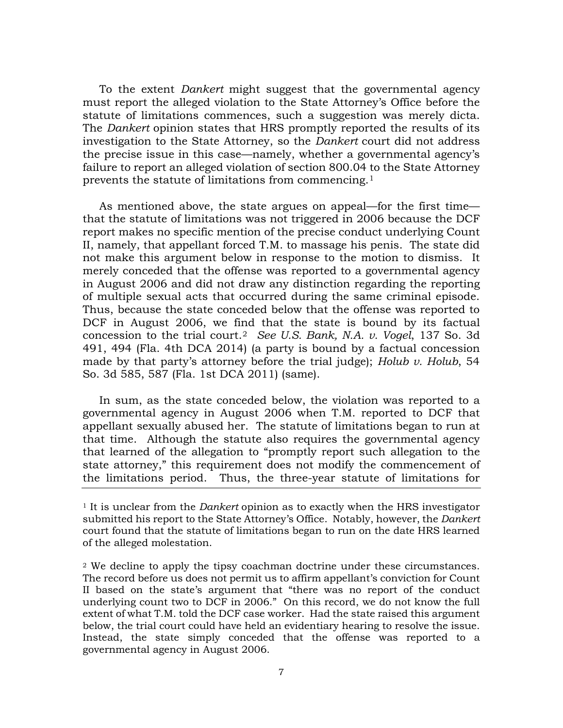To the extent *Dankert* might suggest that the governmental agency must report the alleged violation to the State Attorney's Office before the statute of limitations commences, such a suggestion was merely dicta. The *Dankert* opinion states that HRS promptly reported the results of its investigation to the State Attorney, so the *Dankert* court did not address the precise issue in this case—namely, whether a governmental agency's failure to report an alleged violation of section 800.04 to the State Attorney prevents the statute of limitations from commencing.[1]

As mentioned above, the state argues on appeal—for the first time—that the statute of limitations was not triggered in 2006 because the DCF report makes no specific mention of the precise conduct underlying Count II, namely, that appellant forced T.M. to massage his penis. The state did not make this argument below in response to the motion to dismiss. It merely conceded that the offense was reported to a governmental agency in August 2006 and did not draw any distinction regarding the reporting of multiple sexual acts that occurred during the same criminal episode. Thus, because the state conceded below that the offense was reported to DCF in August 2006, we find that the state is bound by its factual concession to the trial court.[2] *See U.S. Bank, N.A. v. Vogel*, 137 So. 3d 491, 494 (Fla. 4th DCA 2014) (a party is bound by a factual concession made by that party's attorney before the trial judge); *Holub v. Holub*, 54 So. 3d 585, 587 (Fla. 1st DCA 2011) (same).

In sum, as the state conceded below, the violation was reported to a governmental agency in August 2006 when T.M. reported to DCF that appellant sexually abused her. The statute of limitations began to run at that time. Although the statute also requires the governmental agency that learned of the allegation to "promptly report such allegation to the state attorney," this requirement does not modify the commencement of the limitations period. Thus, the three-year statute of limitations for

---

[1] It is unclear from the *Dankert* opinion as to exactly when the HRS investigator submitted his report to the State Attorney's Office. Notably, however, the *Dankert* court found that the statute of limitations began to run on the date HRS learned of the alleged molestation.

[2] We decline to apply the tipsy coachman doctrine under these circumstances. The record before us does not permit us to affirm appellant's conviction for Count II based on the state's argument that "there was no report of the conduct underlying count two to DCF in 2006." On this record, we do not know the full extent of what T.M. told the DCF case worker. Had the state raised this argument below, the trial court could have held an evidentiary hearing to resolve the issue. Instead, the state simply conceded that the offense was reported to a governmental agency in August 2006.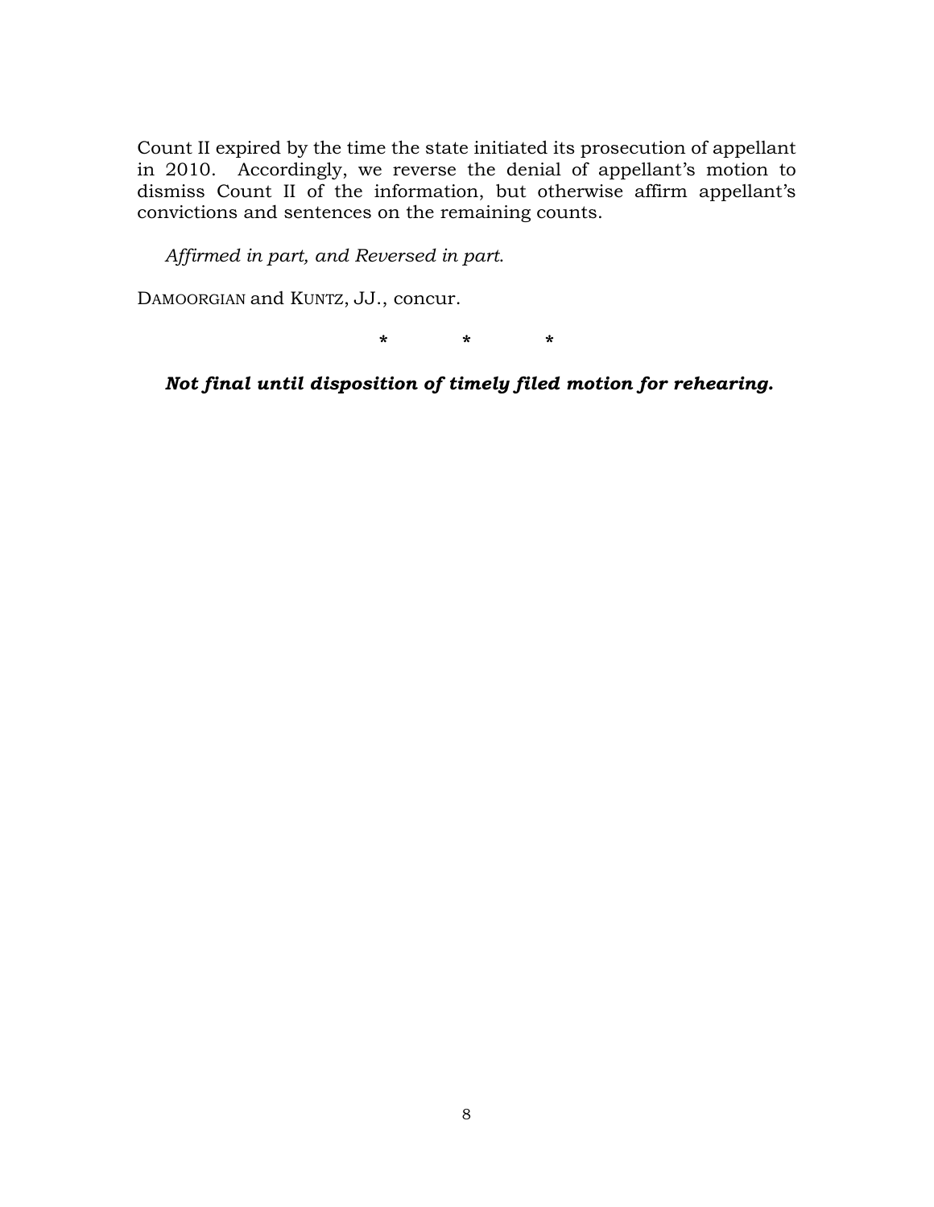Count II expired by the time the state initiated its prosecution of appellant in 2010. Accordingly, we reverse the denial of appellant's motion to dismiss Count II of the information, but otherwise affirm appellant's convictions and sentences on the remaining counts.

*Affirmed in part, and Reversed in part.*

DAMOORGIAN and KUNTZ, JJ., concur.

\*            \*            \*

***Not final until disposition of timely filed motion for rehearing.***